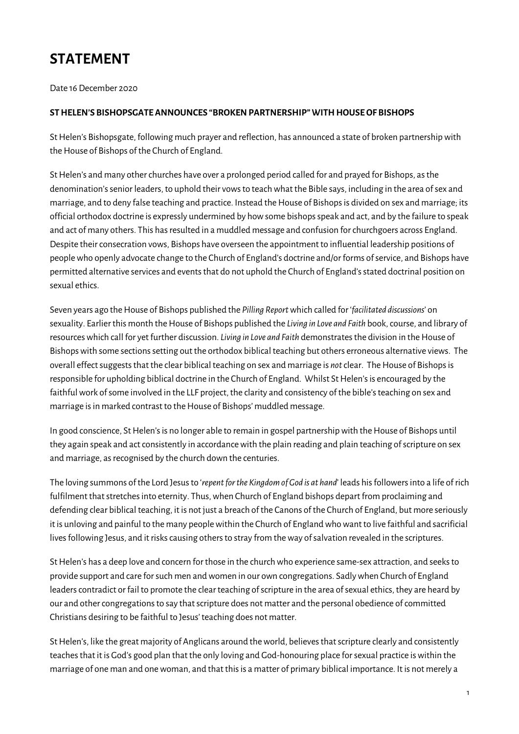# STATEMENT

Date 16 December 2020

**ST HELEN'S BISHOPSGATE ANNOUNCES "BROKEN PARTNERSHIP" WITH HOUSE OF BISHOPS**

St Helen's Bishopsgate, following much prayer and reflection, has announced a state of broken partnership with the House of Bishops of the Church of England.

St Helen's and many other churches have over a prolonged period called for and prayed for Bishops, as the denomination's senior leaders, to uphold their vows to teach what the Bible says, including in the area of sex and marriage, and to deny false teaching and practice. Instead the House of Bishops is divided on sex and marriage; its official orthodox doctrine is expressly undermined by how some bishops speak and act, and by the failure to speak and act of many others. This has resulted in a muddled message and confusion for churchgoers across England. Despite their consecration vows, Bishops have overseen the appointment to influential leadership positions of people who openly advocate change to the Church of England's doctrine and/or forms of service, and Bishops have permitted alternative services and events that do not uphold the Church of England's stated doctrinal position on sexual ethics.

Seven years ago the House of Bishops published the *Pilling Report* which called for '*facilitated discussions*' on sexuality. Earlier this month the House of Bishops published the *Living in Love and Faith* book, course, and library of resources which call for yet further discussion. *Living in Love and Faith* demonstrates the division in the House of Bishops with some sections setting out the orthodox biblical teaching but others erroneous alternative views. The overall effect suggests that the clear biblical teaching on sex and marriage is *not* clear. The House of Bishops is responsible for upholding biblical doctrine in the Church of England. Whilst St Helen's is encouraged by the faithful work of some involved in the LLF project, the clarity and consistency of the bible's teaching on sex and marriage is in marked contrast to the House of Bishops' muddled message.

In good conscience, St Helen's is no longer able to remain in gospel partnership with the House of Bishops until they again speak and act consistently in accordance with the plain reading and plain teaching of scripture on sex and marriage, as recognised by the church down the centuries.

The loving summons of the Lord Jesus to '*repent for the Kingdom of God is at hand*' leads his followers into a life of rich fulfilment that stretches into eternity. Thus, when Church of England bishops depart from proclaiming and defending clear biblical teaching, it is not just a breach of the Canons of the Church of England, but more seriously it is unloving and painful to the many people within the Church of England who want to live faithful and sacrificial lives following Jesus, and it risks causing others to stray from the way of salvation revealed in the scriptures.

St Helen's has a deep love and concern for those in the church who experience same-sex attraction, and seeks to provide support and care for such men and women in our own congregations. Sadly when Church of England leaders contradict or fail to promote the clear teaching of scripture in the area of sexual ethics, they are heard by our and other congregations to say that scripture does not matter and the personal obedience of committed Christians desiring to be faithful to Jesus' teaching does not matter.

St Helen's, like the great majority of Anglicans around the world, believes that scripture clearly and consistently teaches that it is God's good plan that the only loving and God-honouring place for sexual practice is within the marriage of one man and one woman, and that this is a matter of primary biblical importance. It is not merely a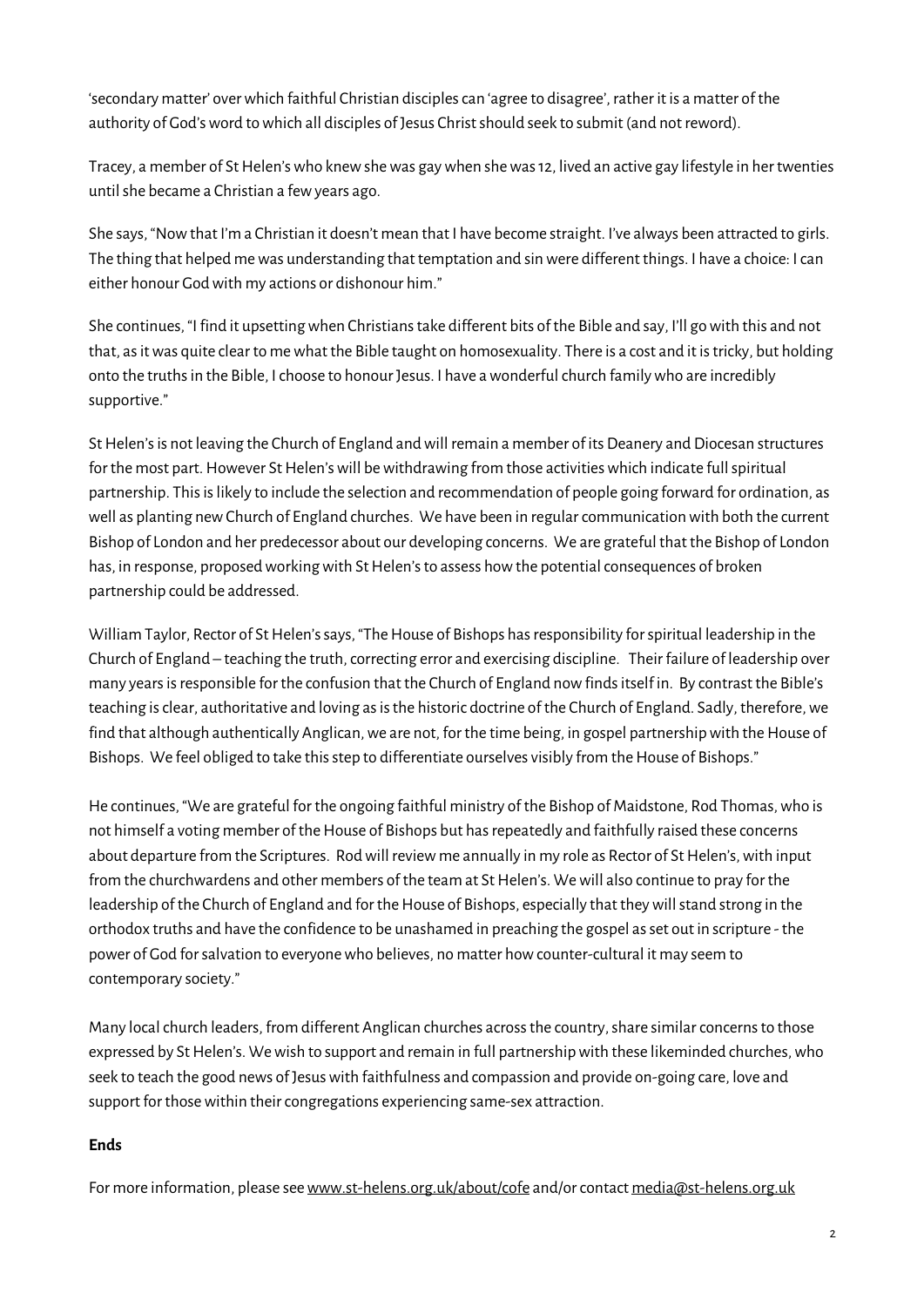'secondary matter' over which faithful Christian disciples can 'agree to disagree', rather it is a matter of the authority of God's word to which all disciples of Jesus Christ should seek to submit (and not reword).

Tracey, a member of St Helen's who knew she was gay when she was 12, lived an active gay lifestyle in her twenties until she became a Christian a few years ago.

She says, "Now that I'm a Christian it doesn't mean that I have become straight. I've always been attracted to girls. The thing that helped me was understanding that temptation and sin were different things. I have a choice: I can either honour God with my actions or dishonour him."

She continues, "I find it upsetting when Christians take different bits of the Bible and say, I'll go with this and not that, as it was quite clear to me what the Bible taught on homosexuality. There is a cost and it is tricky, but holding onto the truths in the Bible, I choose to honour Jesus. I have a wonderful church family who are incredibly supportive."

St Helen's is not leaving the Church of England and will remain a member of its Deanery and Diocesan structures for the most part. However St Helen's will be withdrawing from those activities which indicate full spiritual partnership. This is likely to include the selection and recommendation of people going forward for ordination, as well as planting new Church of England churches. We have been in regular communication with both the current Bishop of London and her predecessor about our developing concerns. We are grateful that the Bishop of London has, in response, proposed working with St Helen's to assess how the potential consequences of broken partnership could be addressed.

William Taylor, Rector of St Helen's says, "The House of Bishops has responsibility for spiritual leadership in the Church of England – teaching the truth, correcting error and exercising discipline. Their failure of leadership over many years is responsible for the confusion that the Church of England now finds itself in. By contrast the Bible's teaching is clear, authoritative and loving as is the historic doctrine of the Church of England. Sadly, therefore, we find that although authentically Anglican, we are not, for the time being, in gospel partnership with the House of Bishops. We feel obliged to take this step to differentiate ourselves visibly from the House of Bishops."

He continues, "We are grateful for the ongoing faithful ministry of the Bishop of Maidstone, Rod Thomas, who is not himself a voting member of the House of Bishops but has repeatedly and faithfully raised these concerns about departure from the Scriptures. Rod will review me annually in my role as Rector of St Helen's, with input from the churchwardens and other members of the team at St Helen's. We will also continue to pray for the leadership of the Church of England and for the House of Bishops, especially that they will stand strong in the orthodox truths and have the confidence to be unashamed in preaching the gospel as set out in scripture - the power of God for salvation to everyone who believes, no matter how counter-cultural it may seem to contemporary society."

Many local church leaders, from different Anglican churches across the country, share similar concerns to those expressed by St Helen's. We wish to support and remain in full partnership with these likeminded churches, who seek to teach the good news of Jesus with faithfulness and compassion and provide on-going care, love and support for those within their congregations experiencing same-sex attraction.

**Ends**

For more information, please see www.st-helens.org.uk/about/cofe and/or contact media@st-helens.org.uk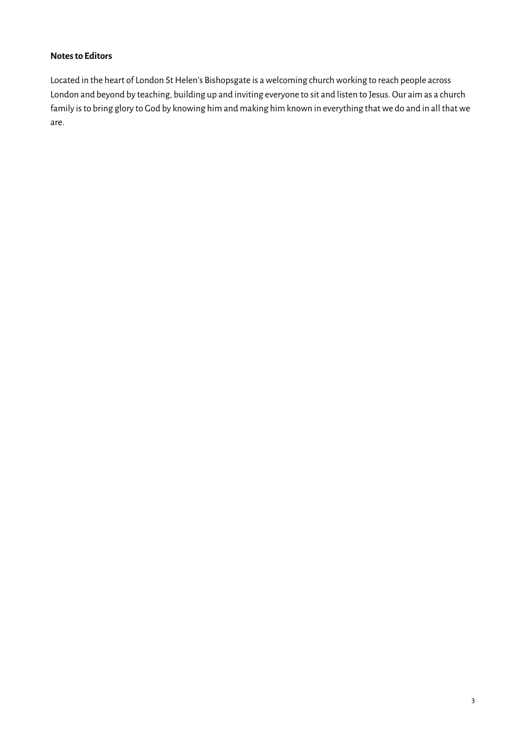**Notes to Editors**

Located in the heart of London St Helen's Bishopsgate is a welcoming church working to reach people across London and beyond by teaching, building up and inviting everyone to sit and listen to Jesus. Our aim as a church family is to bring glory to God by knowing him and making him known in everything that we do and in all that we are.